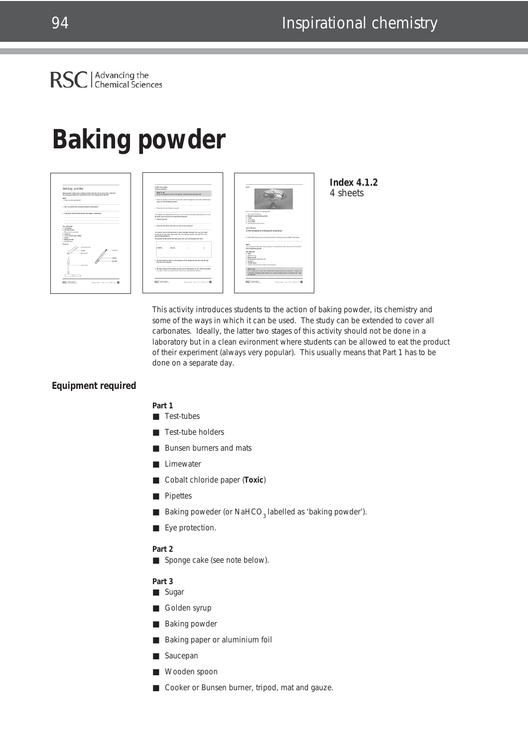RSC | Advancing the Chemical Sciences

# Baking powder

**Index 4.1.2**
4 sheets

This activity introduces students to the action of baking powder, its chemistry and some of the ways in which it can be used. The study can be extended to cover all carbonates. Ideally, the latter two stages of this activity should not be done in a laboratory but in a clean evironment where students can be allowed to eat the product of their experiment (always very popular). This usually means that Part 1 has to be done on a separate day.

## Equipment required

**Part 1**

- Test-tubes
- Test-tube holders
- Bunsen burners and mats
- Limewater
- Cobalt chloride paper (**Toxic**)
- Pipettes
- Baking poweder (or $NaHCO_3$ labelled as 'baking powder').
- Eye protection.

**Part 2**

- Sponge cake (see note below).

**Part 3**

- Sugar
- Golden syrup
- Baking powder
- Baking paper or aluminium foil
- Saucepan
- Wooden spoon
- Cooker or Bunsen burner, tripod, mat and gauze.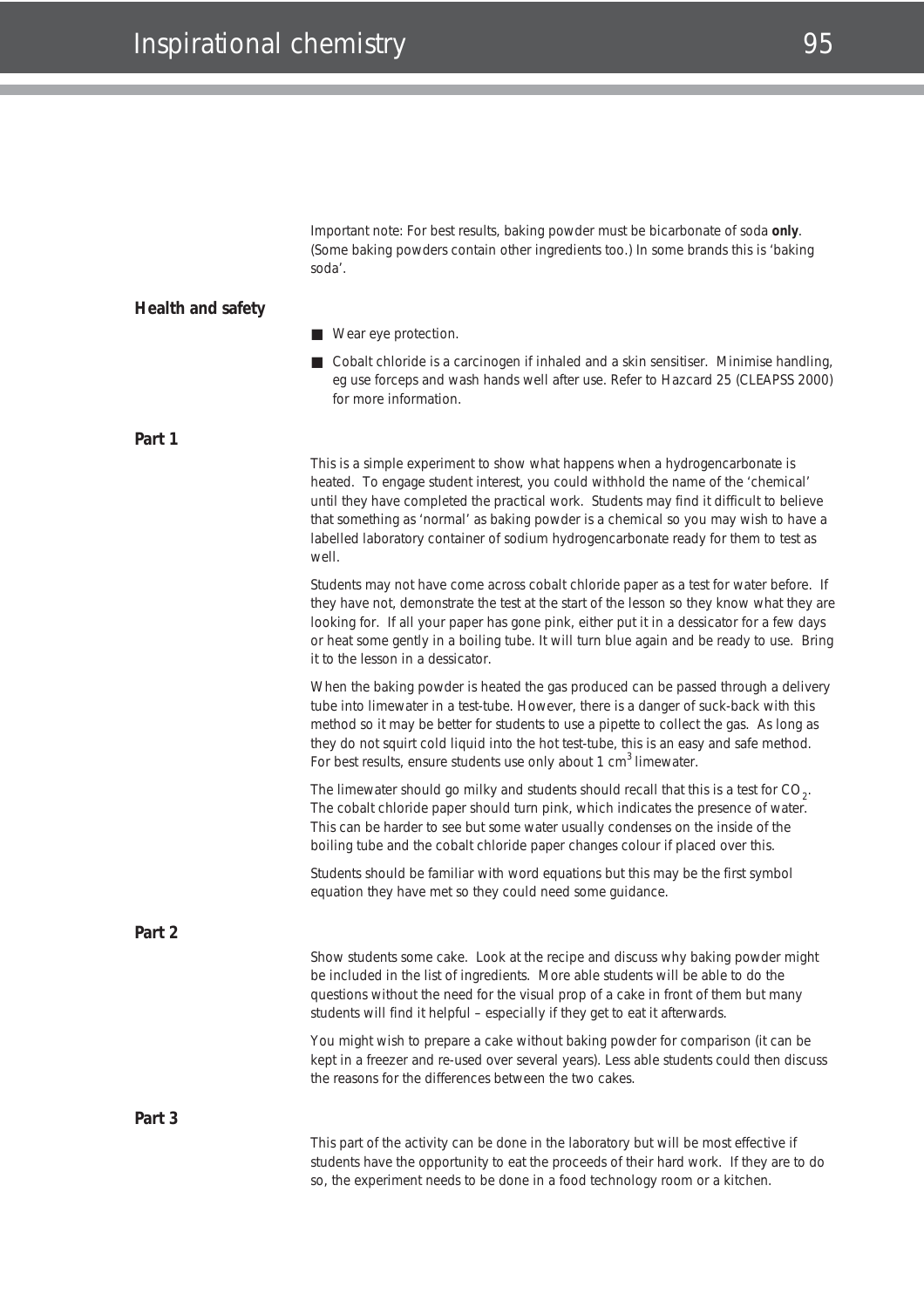Important note: For best results, baking powder must be bicarbonate of soda **only**. (Some baking powders contain other ingredients too.) In some brands this is 'baking soda'.

## Health and safety

- Wear eye protection.
- Cobalt chloride is a carcinogen if inhaled and a skin sensitiser. Minimise handling, eg use forceps and wash hands well after use. Refer to Hazcard 25 (CLEAPSS 2000) for more information.

## Part 1

This is a simple experiment to show what happens when a hydrogencarbonate is heated. To engage student interest, you could withhold the name of the 'chemical' until they have completed the practical work. Students may find it difficult to believe that something as 'normal' as baking powder is a chemical so you may wish to have a labelled laboratory container of sodium hydrogencarbonate ready for them to test as well.

Students may not have come across cobalt chloride paper as a test for water before. If they have not, demonstrate the test at the start of the lesson so they know what they are looking for. If all your paper has gone pink, either put it in a dessicator for a few days or heat some gently in a boiling tube. It will turn blue again and be ready to use. Bring it to the lesson in a dessicator.

When the baking powder is heated the gas produced can be passed through a delivery tube into limewater in a test-tube. However, there is a danger of suck-back with this method so it may be better for students to use a pipette to collect the gas. As long as they do not squirt cold liquid into the hot test-tube, this is an easy and safe method. For best results, ensure students use only about 1 $cm^3$ limewater.

The limewater should go milky and students should recall that this is a test for $CO_2$. The cobalt chloride paper should turn pink, which indicates the presence of water. This can be harder to see but some water usually condenses on the inside of the boiling tube and the cobalt chloride paper changes colour if placed over this.

Students should be familiar with word equations but this may be the first symbol equation they have met so they could need some guidance.

## Part 2

Show students some cake. Look at the recipe and discuss why baking powder might be included in the list of ingredients. More able students will be able to do the questions without the need for the visual prop of a cake in front of them but many students will find it helpful – especially if they get to eat it afterwards.

You might wish to prepare a cake without baking powder for comparison (it can be kept in a freezer and re-used over several years). Less able students could then discuss the reasons for the differences between the two cakes.

## Part 3

This part of the activity can be done in the laboratory but will be most effective if students have the opportunity to eat the proceeds of their hard work. If they are to do so, the experiment needs to be done in a food technology room or a kitchen.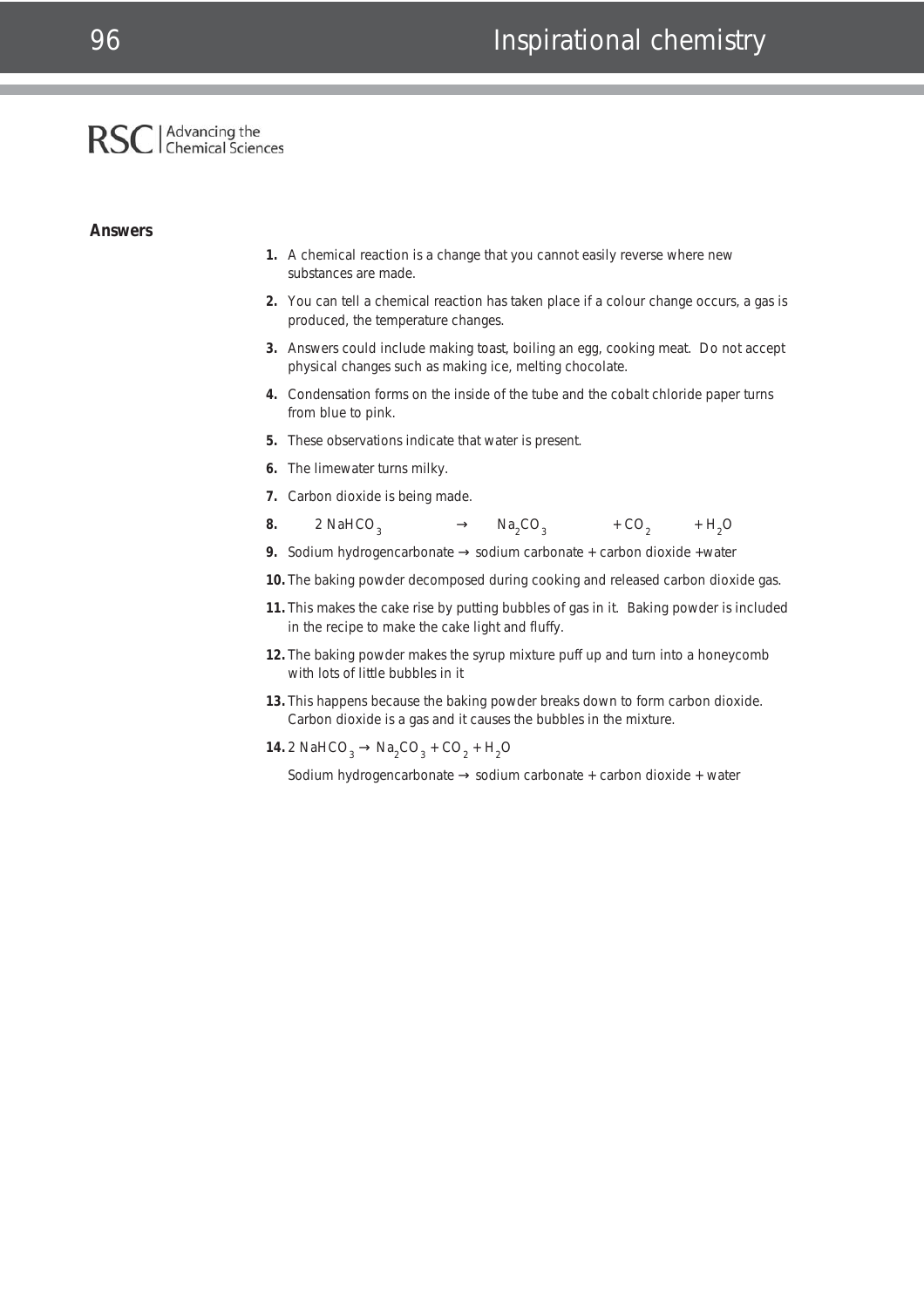RSC | Advancing the Chemical Sciences

**Answers**

1. A chemical reaction is a change that you cannot easily reverse where new substances are made.
2. You can tell a chemical reaction has taken place if a colour change occurs, a gas is produced, the temperature changes.
3. Answers could include making toast, boiling an egg, cooking meat. Do not accept physical changes such as making ice, melting chocolate.
4. Condensation forms on the inside of the tube and the cobalt chloride paper turns from blue to pink.
5. These observations indicate that water is present.
6. The limewater turns milky.
7. Carbon dioxide is being made.
8. $2\ NaHCO_3 \rightarrow Na_2CO_3 + CO_2 + H_2O$
9. Sodium hydrogencarbonate → sodium carbonate + carbon dioxide +water
10. The baking powder decomposed during cooking and released carbon dioxide gas.
11. This makes the cake rise by putting bubbles of gas in it. Baking powder is included in the recipe to make the cake light and fluffy.
12. The baking powder makes the syrup mixture puff up and turn into a honeycomb with lots of little bubbles in it
13. This happens because the baking powder breaks down to form carbon dioxide. Carbon dioxide is a gas and it causes the bubbles in the mixture.
14. $2\ NaHCO_3 \rightarrow Na_2CO_3 + CO_2 + H_2O$

    Sodium hydrogencarbonate → sodium carbonate + carbon dioxide + water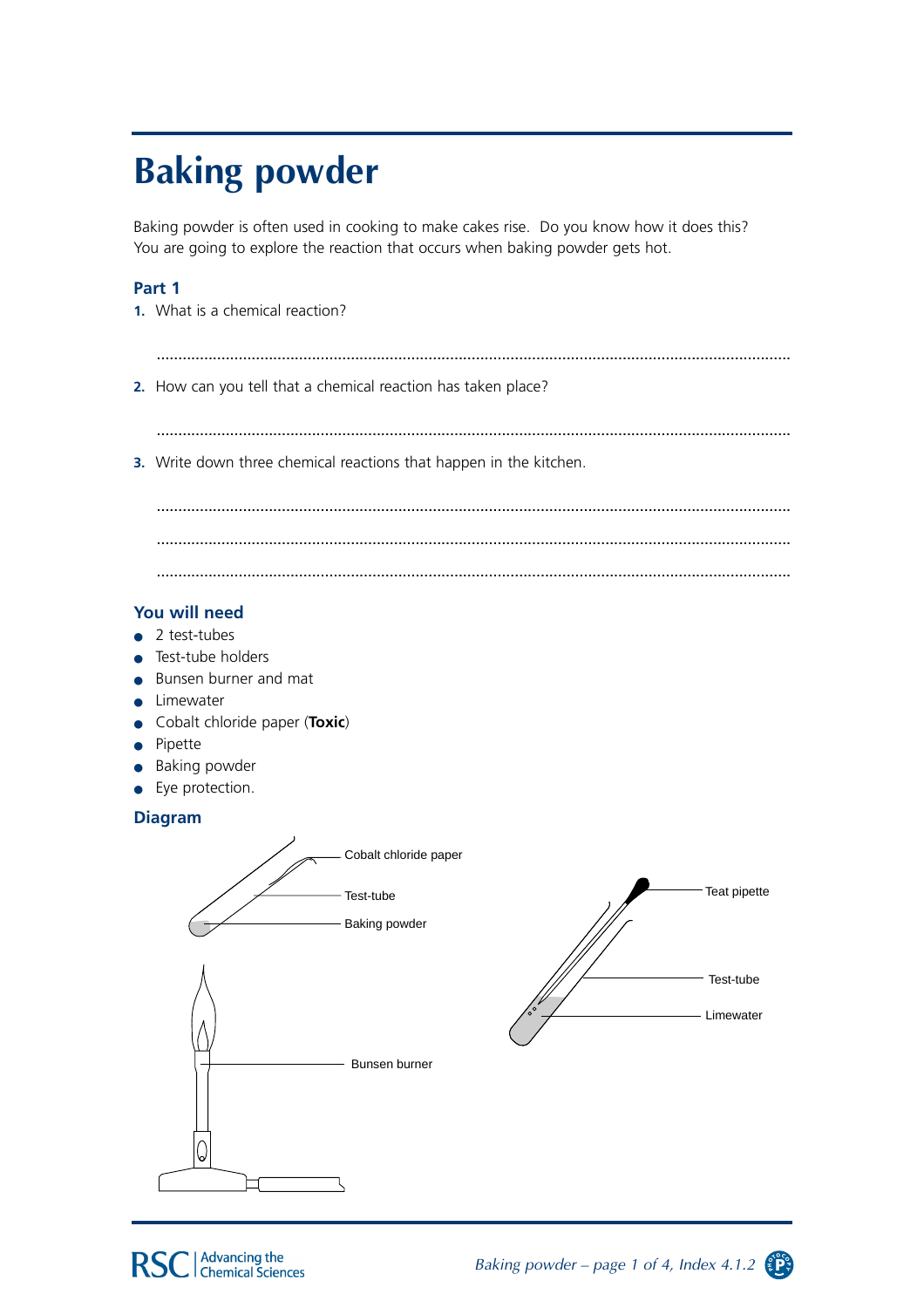# Baking powder

Baking powder is often used in cooking to make cakes rise. Do you know how it does this? You are going to explore the reaction that occurs when baking powder gets hot.

## Part 1

1. What is a chemical reaction?

..........................................................................................................................................

2. How can you tell that a chemical reaction has taken place?

..........................................................................................................................................

3. Write down three chemical reactions that happen in the kitchen.

..........................................................................................................................................

..........................................................................................................................................

..........................................................................................................................................

## You will need

- 2 test-tubes
- Test-tube holders
- Bunsen burner and mat
- Limewater
- Cobalt chloride paper (**Toxic**)
- Pipette
- Baking powder
- Eye protection.

## Diagram

Cobalt chloride paper

Test-tube

Baking powder

Bunsen burner

Teat pipette

Test-tube

Limewater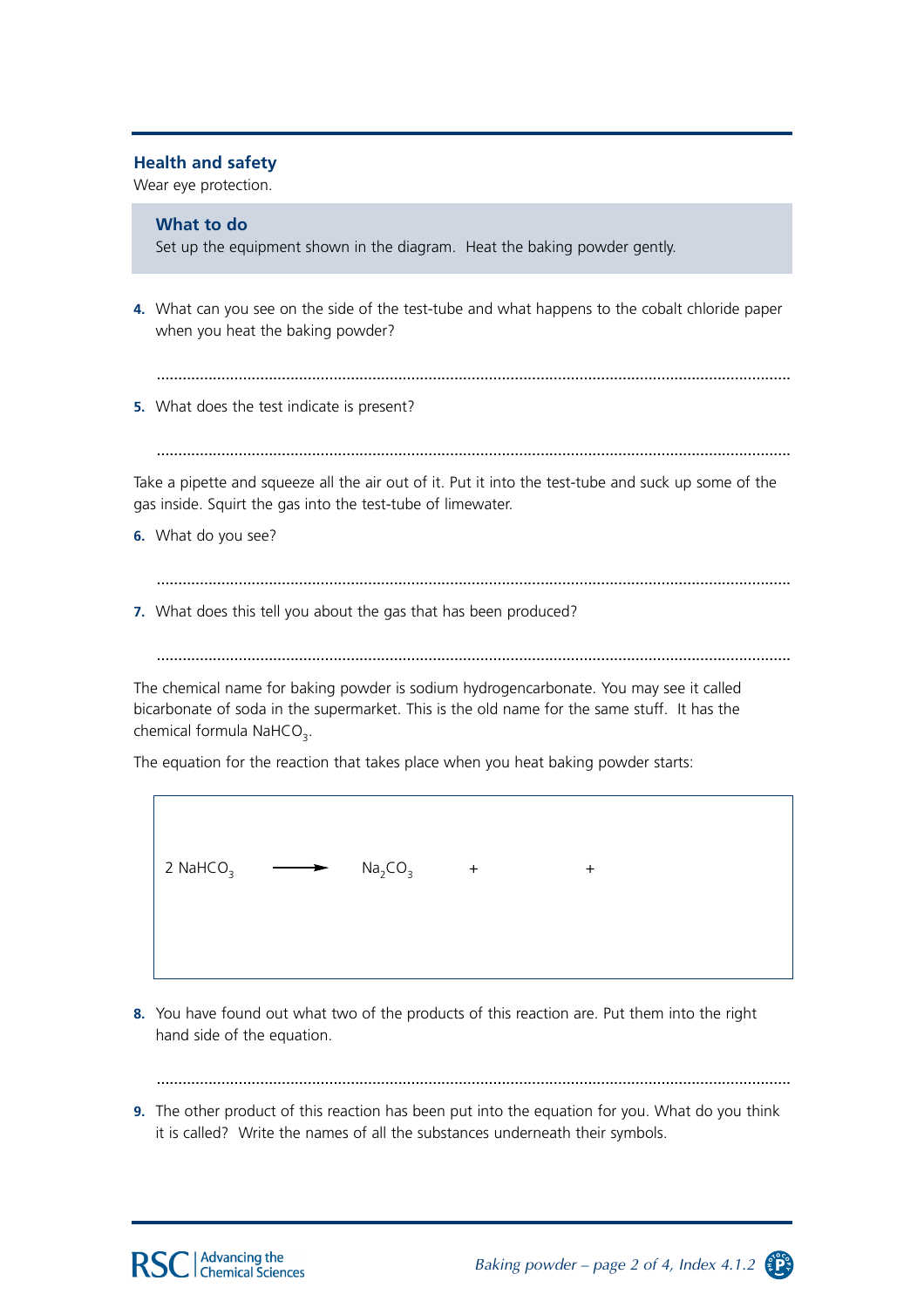## Health and safety

Wear eye protection.

### What to do

Set up the equipment shown in the diagram. Heat the baking powder gently.

**4.** What can you see on the side of the test-tube and what happens to the cobalt chloride paper when you heat the baking powder?

.................................................................................................................................................

**5.** What does the test indicate is present?

.................................................................................................................................................

Take a pipette and squeeze all the air out of it. Put it into the test-tube and suck up some of the gas inside. Squirt the gas into the test-tube of limewater.

**6.** What do you see?

.................................................................................................................................................

**7.** What does this tell you about the gas that has been produced?

.................................................................................................................................................

The chemical name for baking powder is sodium hydrogencarbonate. You may see it called bicarbonate of soda in the supermarket. This is the old name for the same stuff. It has the chemical formula $NaHCO_3$.

The equation for the reaction that takes place when you heat baking powder starts:

$$2\ NaHCO_3 \longrightarrow Na_2CO_3 \quad + \qquad\qquad + $$

**8.** You have found out what two of the products of this reaction are. Put them into the right hand side of the equation.

.................................................................................................................................................

**9.** The other product of this reaction has been put into the equation for you. What do you think it is called? Write the names of all the substances underneath their symbols.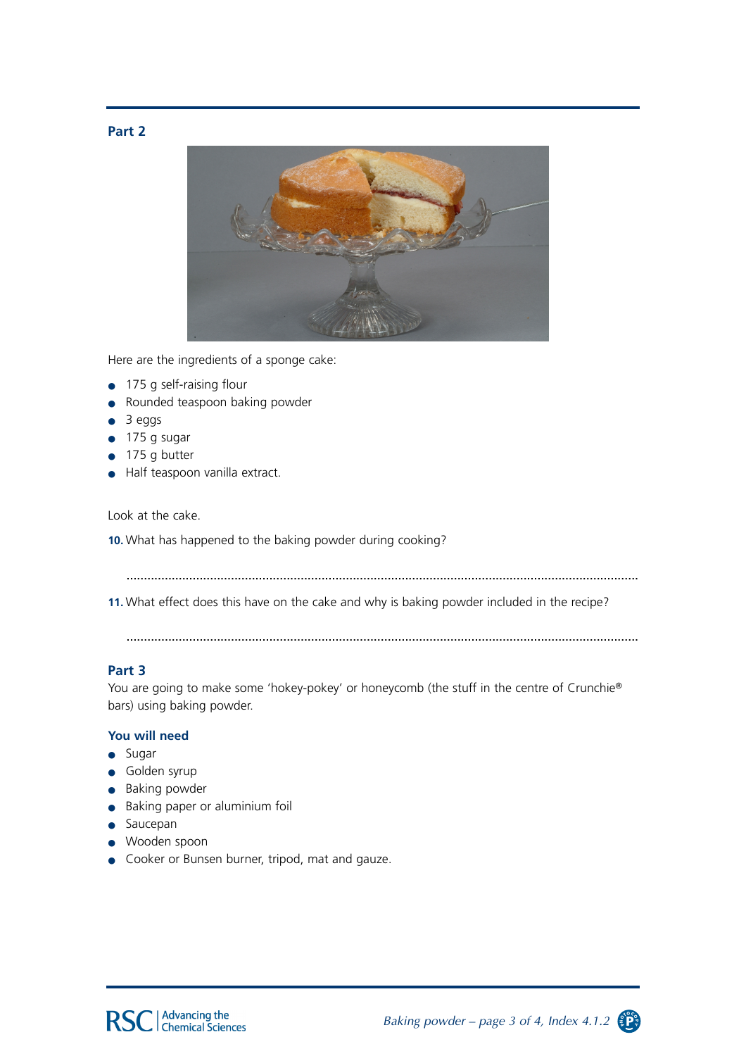## Part 2

Here are the ingredients of a sponge cake:

- 175 g self-raising flour
- Rounded teaspoon baking powder
- 3 eggs
- 175 g sugar
- 175 g butter
- Half teaspoon vanilla extract.

Look at the cake.

**10.** What has happened to the baking powder during cooking?

.......................................................................................................................................

**11.** What effect does this have on the cake and why is baking powder included in the recipe?

.......................................................................................................................................

## Part 3

You are going to make some 'hokey-pokey' or honeycomb (the stuff in the centre of Crunchie® bars) using baking powder.

### You will need

- Sugar
- Golden syrup
- Baking powder
- Baking paper or aluminium foil
- Saucepan
- Wooden spoon
- Cooker or Bunsen burner, tripod, mat and gauze.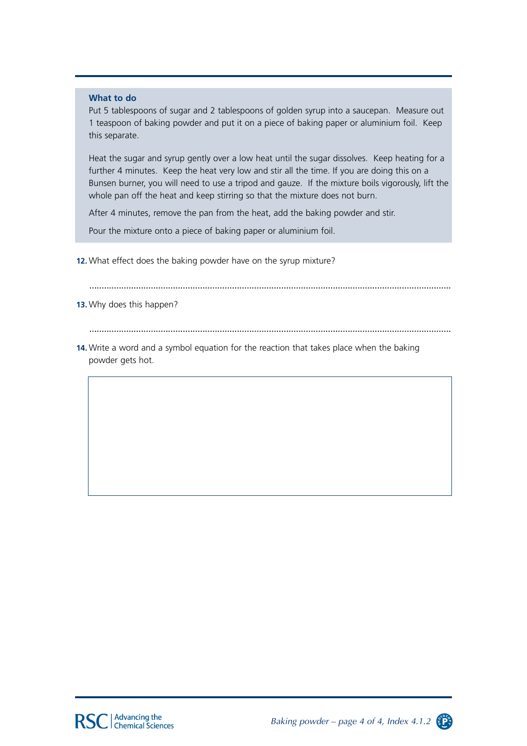### What to do

Put 5 tablespoons of sugar and 2 tablespoons of golden syrup into a saucepan. Measure out 1 teaspoon of baking powder and put it on a piece of baking paper or aluminium foil. Keep this separate.

Heat the sugar and syrup gently over a low heat until the sugar dissolves. Keep heating for a further 4 minutes. Keep the heat very low and stir all the time. If you are doing this on a Bunsen burner, you will need to use a tripod and gauze. If the mixture boils vigorously, lift the whole pan off the heat and keep stirring so that the mixture does not burn.

After 4 minutes, remove the pan from the heat, add the baking powder and stir.

Pour the mixture onto a piece of baking paper or aluminium foil.

**12.** What effect does the baking powder have on the syrup mixture?

..............................................................................................................................................

**13.** Why does this happen?

..............................................................................................................................................

**14.** Write a word and a symbol equation for the reaction that takes place when the baking powder gets hot.